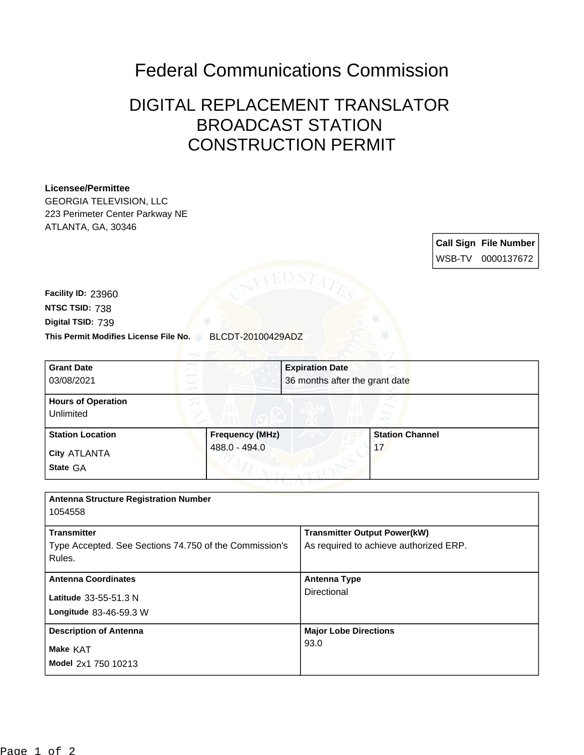# Federal Communications Commission

## DIGITAL REPLACEMENT TRANSLATOR BROADCAST STATION CONSTRUCTION PERMIT

**Licensee/Permittee**
GEORGIA TELEVISION, LLC
223 Perimeter Center Parkway NE
ATLANTA, GA, 30346

| Call Sign | File Number |
|---|---|
| WSB-TV | 0000137672 |

**Facility ID:** 23960
**NTSC TSID:** 738
**Digital TSID:** 739
**This Permit Modifies License File No.** BLCDT-20100429ADZ

| Grant Date | Expiration Date |
|---|---|
| 03/08/2021 | 36 months after the grant date |

**Hours of Operation**
Unlimited

| Station Location | Frequency (MHz) | Station Channel |
|---|---|---|
| City ATLANTA<br>State GA | 488.0 - 494.0 | 17 |

**Antenna Structure Registration Number**
1054558

| Transmitter | Transmitter Output Power(kW) |
|---|---|
| Type Accepted. See Sections 74.750 of the Commission's Rules. | As required to achieve authorized ERP. |

| Antenna Coordinates | Antenna Type |
|---|---|
| Latitude 33-55-51.3 N<br>Longitude 83-46-59.3 W | Directional |

| Description of Antenna | Major Lobe Directions |
|---|---|
| Make KAT<br>Model 2x1 750 10213 | 93.0 |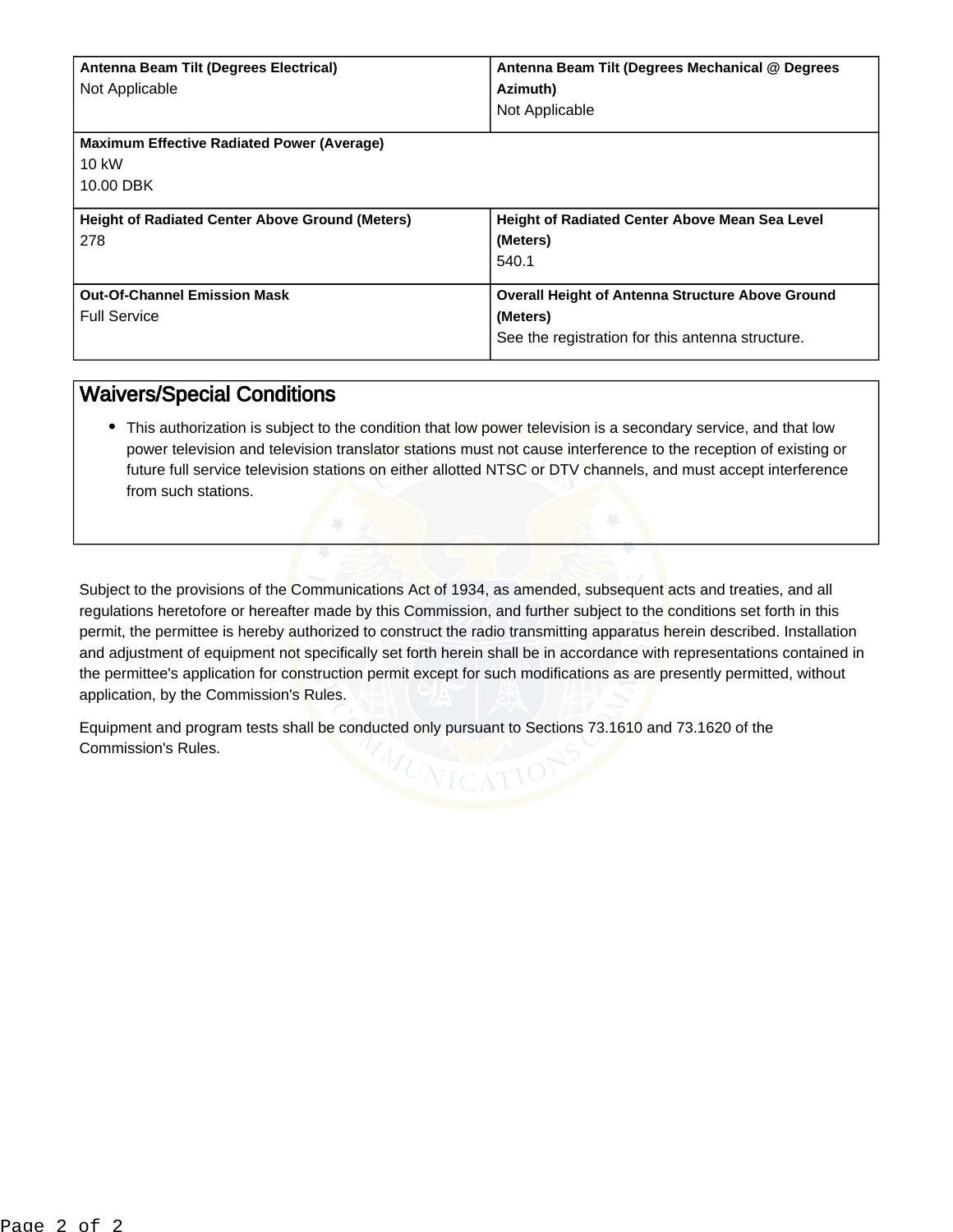| | |
|---|---|
| **Antenna Beam Tilt (Degrees Electrical)**<br>Not Applicable | **Antenna Beam Tilt (Degrees Mechanical @ Degrees Azimuth)**<br>Not Applicable |
| **Maximum Effective Radiated Power (Average)**<br>10 kW<br>10.00 DBK | |
| **Height of Radiated Center Above Ground (Meters)**<br>278 | **Height of Radiated Center Above Mean Sea Level (Meters)**<br>540.1 |
| **Out-Of-Channel Emission Mask**<br>Full Service | **Overall Height of Antenna Structure Above Ground (Meters)**<br>See the registration for this antenna structure. |

## Waivers/Special Conditions

- This authorization is subject to the condition that low power television is a secondary service, and that low power television and television translator stations must not cause interference to the reception of existing or future full service television stations on either allotted NTSC or DTV channels, and must accept interference from such stations.

Subject to the provisions of the Communications Act of 1934, as amended, subsequent acts and treaties, and all regulations heretofore or hereafter made by this Commission, and further subject to the conditions set forth in this permit, the permittee is hereby authorized to construct the radio transmitting apparatus herein described. Installation and adjustment of equipment not specifically set forth herein shall be in accordance with representations contained in the permittee's application for construction permit except for such modifications as are presently permitted, without application, by the Commission's Rules.

Equipment and program tests shall be conducted only pursuant to Sections 73.1610 and 73.1620 of the Commission's Rules.